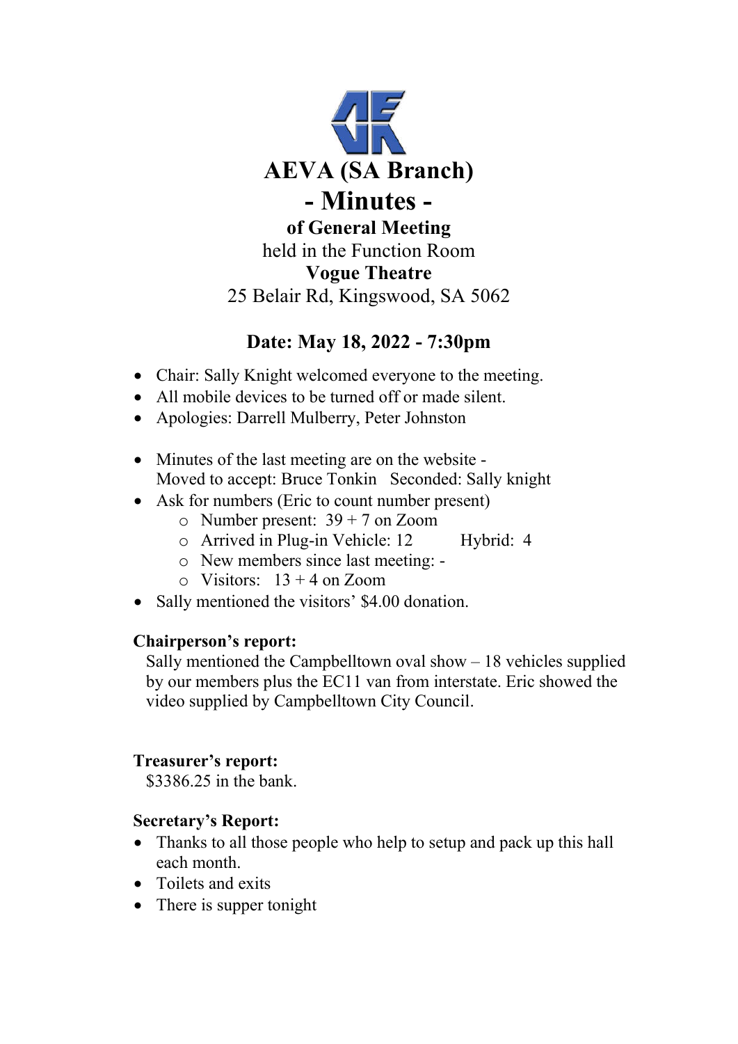# AEVA (SA Branch)

# - Minutes -

## of General Meeting

held in the Function Room

**Vogue Theatre**

25 Belair Rd, Kingswood, SA 5062

### Date: May 18, 2022 - 7:30pm

- Chair: Sally Knight welcomed everyone to the meeting.
- All mobile devices to be turned off or made silent.
- Apologies: Darrell Mulberry, Peter Johnston

- Minutes of the last meeting are on the website - Moved to accept: Bruce Tonkin Seconded: Sally knight
- Ask for numbers (Eric to count number present)
  - Number present: 39 + 7 on Zoom
  - Arrived in Plug-in Vehicle: 12 Hybrid: 4
  - New members since last meeting: -
  - Visitors: 13 + 4 on Zoom
- Sally mentioned the visitors' $4.00 donation.

**Chairperson's report:**

Sally mentioned the Campbelltown oval show – 18 vehicles supplied by our members plus the EC11 van from interstate. Eric showed the video supplied by Campbelltown City Council.

**Treasurer's report:**

$3386.25 in the bank.

**Secretary's Report:**

- Thanks to all those people who help to setup and pack up this hall each month.
- Toilets and exits
- There is supper tonight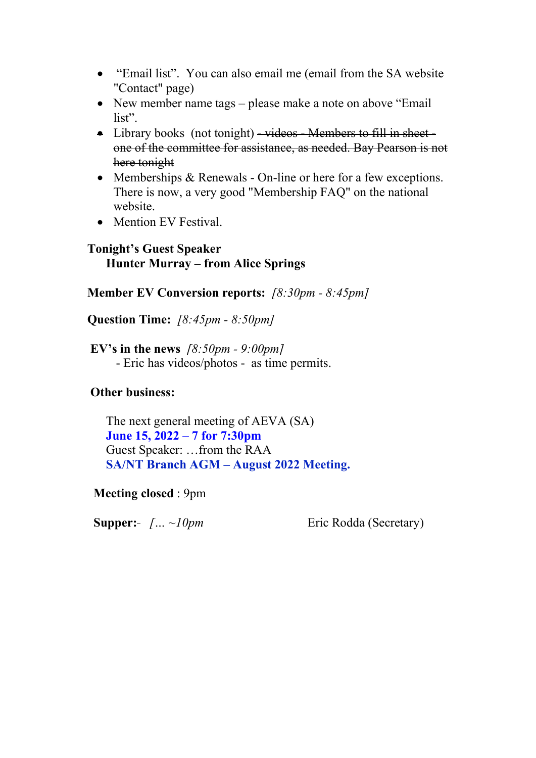- "Email list". You can also email me (email from the SA website "Contact" page)
- New member name tags – please make a note on above "Email list".
- Library books (not tonight) ~~- videos - Members to fill in sheet - one of the committee for assistance, as needed. Bay Pearson is not here tonight~~
- Memberships & Renewals - On-line or here for a few exceptions. There is now, a very good "Membership FAQ" on the national website.
- Mention EV Festival.

**Tonight's Guest Speaker**
**Hunter Murray – from Alice Springs**

**Member EV Conversion reports:** *[8:30pm - 8:45pm]*

**Question Time:** *[8:45pm - 8:50pm]*

**EV's in the news** *[8:50pm - 9:00pm]*
- Eric has videos/photos - as time permits.

**Other business:**

The next general meeting of AEVA (SA)
**June 15, 2022 – 7 for 7:30pm**
Guest Speaker: …from the RAA
**SA/NT Branch AGM – August 2022 Meeting.**

**Meeting closed** : 9pm

**Supper:**- *[… ~10pm*

Eric Rodda (Secretary)